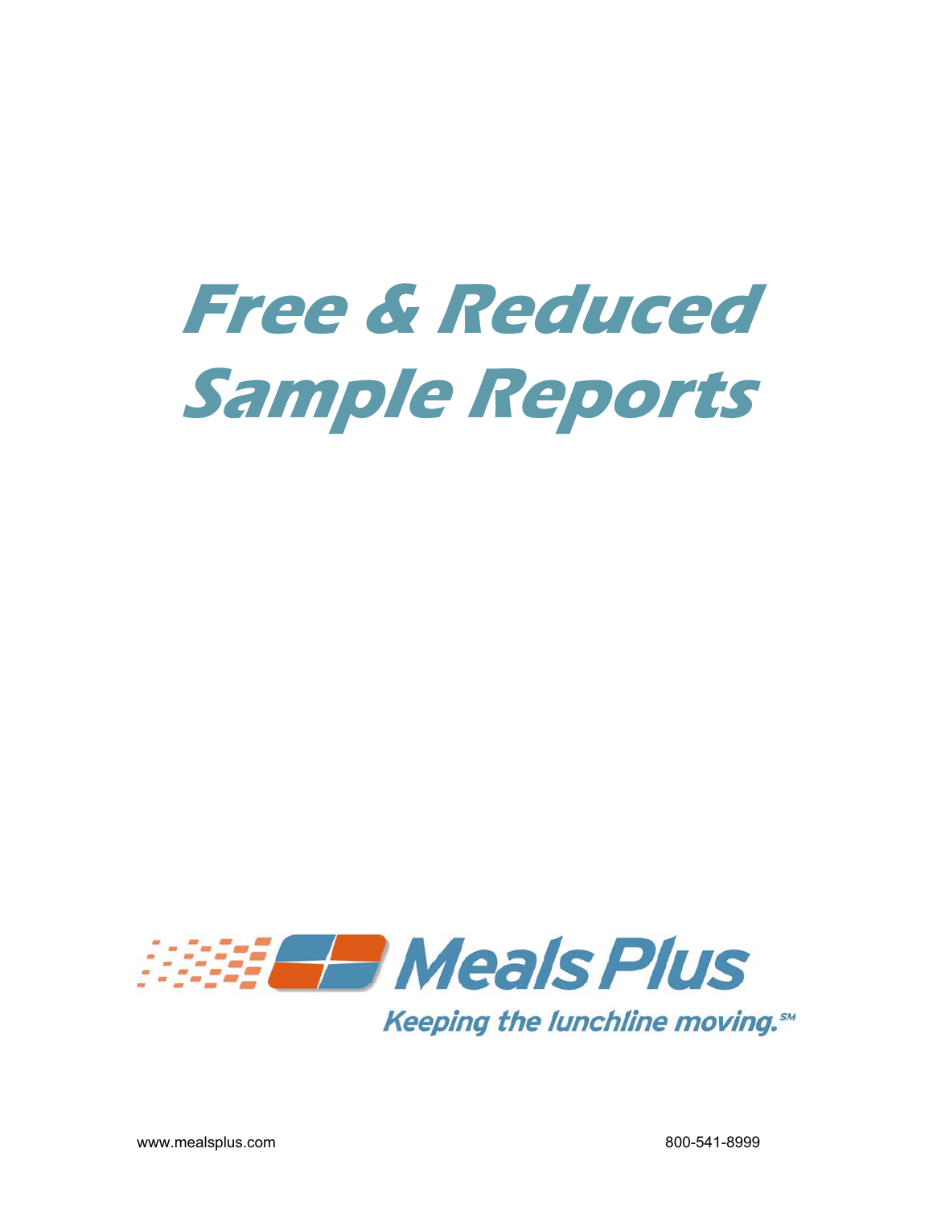# Free & Reduced Sample Reports

Meals Plus

*Keeping the lunchline moving.*℠

www.mealsplus.com

800-541-8999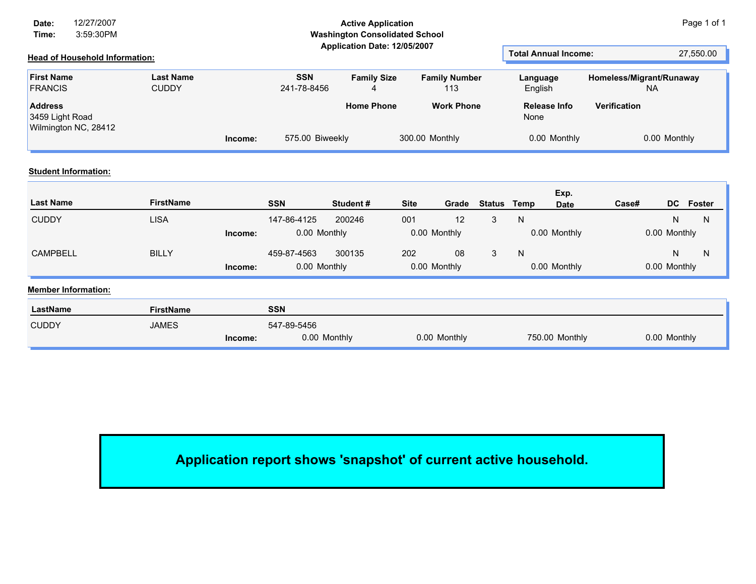**Date:** 12/27/2007
**Time:** 3:59:30PM

**Active Application**
**Washington Consolidated School**
**Application Date: 12/05/2007**

**Total Annual Income:** 27,550.00

**Head of Household Information:**

| First Name | Last Name | SSN | Family Size | Family Number | Language | Homeless/Migrant/Runaway |
|---|---|---|---|---|---|---|
| FRANCIS | CUDDY | 241-78-8456 | 4 | 113 | English | NA |

| Address | Home Phone | Work Phone | Release Info | Verification |
|---|---|---|---|---|
| 3459 Light Road<br>Wilmington NC, 28412 | | | None | |

**Income:** 575.00 Biweekly | 300.00 Monthly | 0.00 Monthly | 0.00 Monthly

**Student Information:**

| Last Name | FirstName | SSN | Student # | Site | Grade | Status | Temp | Exp. Date | Case# | DC | Foster |
|---|---|---|---|---|---|---|---|---|---|---|---|
| CUDDY | LISA | 147-86-4125 | 200246 | 001 | 12 | 3 | N | | | N | N |
| | **Income:** | 0.00 Monthly | | 0.00 Monthly | | | 0.00 Monthly | | | 0.00 Monthly | |
| CAMPBELL | BILLY | 459-87-4563 | 300135 | 202 | 08 | 3 | N | | | N | N |
| | **Income:** | 0.00 Monthly | | 0.00 Monthly | | | 0.00 Monthly | | | 0.00 Monthly | |

**Member Information:**

| LastName | FirstName | SSN | | | |
|---|---|---|---|---|---|
| CUDDY | JAMES | 547-89-5456 | | | |
| | **Income:** | 0.00 Monthly | 0.00 Monthly | 750.00 Monthly | 0.00 Monthly |

**Application report shows 'snapshot' of current active household.**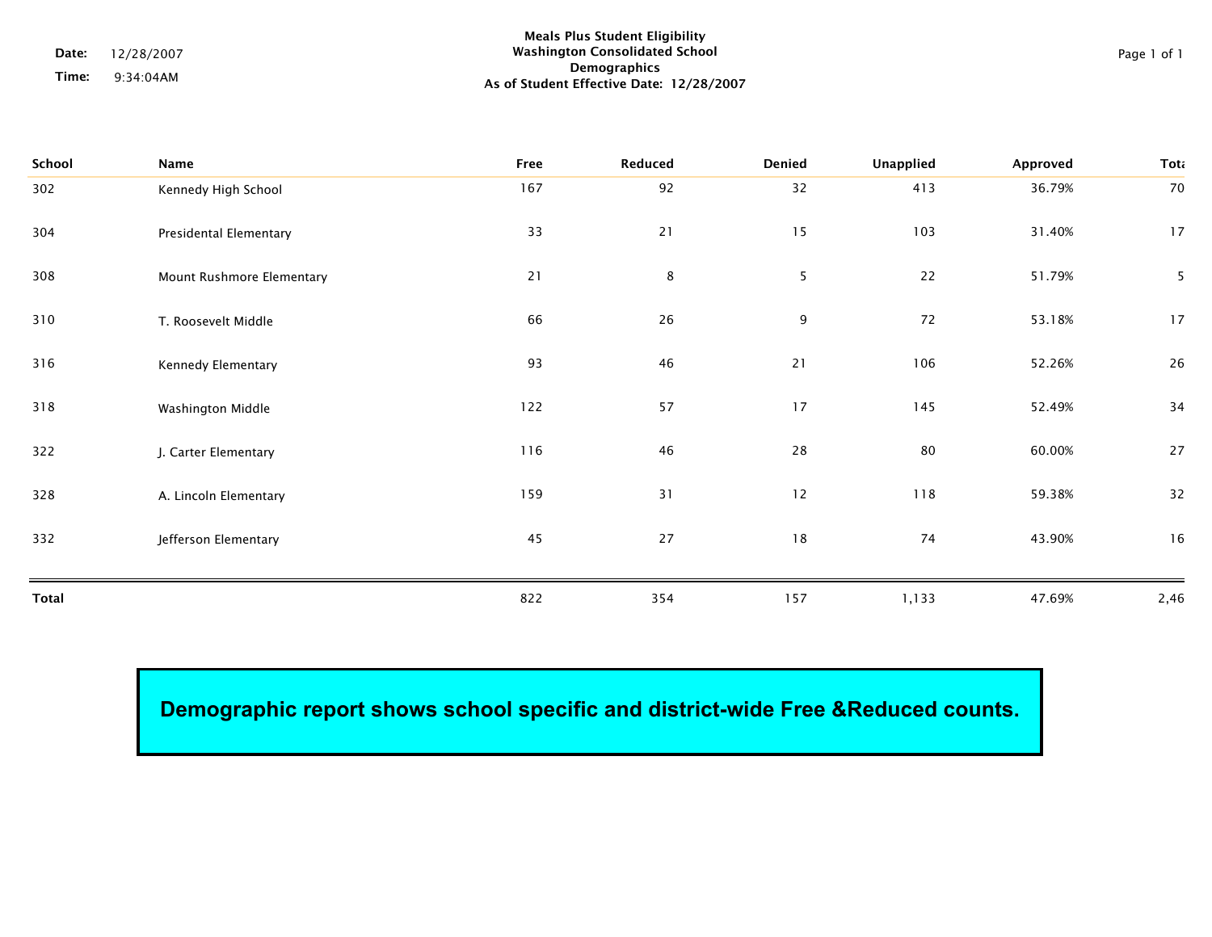**Date:** 12/28/2007
**Time:** 9:34:04AM

**Meals Plus Student Eligibility**
**Washington Consolidated School**
**Demographics**
**As of Student Effective Date: 12/28/2007**

| School | Name | Free | Reduced | Denied | Unapplied | Approved | Tota |
|---|---|---|---|---|---|---|---|
| 302 | Kennedy High School | 167 | 92 | 32 | 413 | 36.79% | 70 |
| 304 | Presidental Elementary | 33 | 21 | 15 | 103 | 31.40% | 17 |
| 308 | Mount Rushmore Elementary | 21 | 8 | 5 | 22 | 51.79% | 5 |
| 310 | T. Roosevelt Middle | 66 | 26 | 9 | 72 | 53.18% | 17 |
| 316 | Kennedy Elementary | 93 | 46 | 21 | 106 | 52.26% | 26 |
| 318 | Washington Middle | 122 | 57 | 17 | 145 | 52.49% | 34 |
| 322 | J. Carter Elementary | 116 | 46 | 28 | 80 | 60.00% | 27 |
| 328 | A. Lincoln Elementary | 159 | 31 | 12 | 118 | 59.38% | 32 |
| 332 | Jefferson Elementary | 45 | 27 | 18 | 74 | 43.90% | 16 |
| **Total** | | 822 | 354 | 157 | 1,133 | 47.69% | 2,46 |

**Demographic report shows school specific and district-wide Free &Reduced counts.**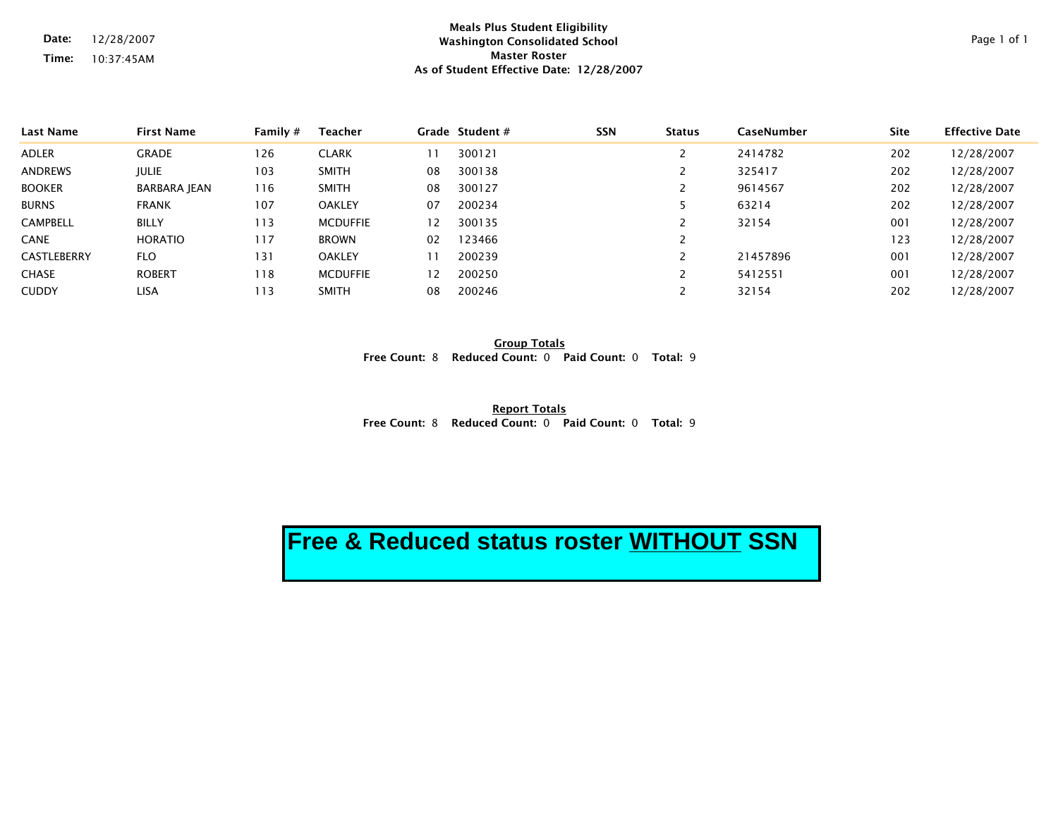Date: 12/28/2007
Time: 10:37:45AM

**Meals Plus Student Eligibility**
**Washington Consolidated School**
**Master Roster**
**As of Student Effective Date: 12/28/2007**

| Last Name | First Name | Family # | Teacher | Grade | Student # | SSN | Status | CaseNumber | Site | Effective Date |
|---|---|---|---|---|---|---|---|---|---|---|
| ADLER | GRADE | 126 | CLARK | 11 | 300121 | | 2 | 2414782 | 202 | 12/28/2007 |
| ANDREWS | JULIE | 103 | SMITH | 08 | 300138 | | 2 | 325417 | 202 | 12/28/2007 |
| BOOKER | BARBARA JEAN | 116 | SMITH | 08 | 300127 | | 2 | 9614567 | 202 | 12/28/2007 |
| BURNS | FRANK | 107 | OAKLEY | 07 | 200234 | | 5 | 63214 | 202 | 12/28/2007 |
| CAMPBELL | BILLY | 113 | MCDUFFIE | 12 | 300135 | | 2 | 32154 | 001 | 12/28/2007 |
| CANE | HORATIO | 117 | BROWN | 02 | 123466 | | 2 | | 123 | 12/28/2007 |
| CASTLEBERRY | FLO | 131 | OAKLEY | 11 | 200239 | | 2 | 21457896 | 001 | 12/28/2007 |
| CHASE | ROBERT | 118 | MCDUFFIE | 12 | 200250 | | 2 | 5412551 | 001 | 12/28/2007 |
| CUDDY | LISA | 113 | SMITH | 08 | 200246 | | 2 | 32154 | 202 | 12/28/2007 |

**Group Totals**
**Free Count:** 8 **Reduced Count:** 0 **Paid Count:** 0 **Total:** 9

**Report Totals**
**Free Count:** 8 **Reduced Count:** 0 **Paid Count:** 0 **Total:** 9

**Free & Reduced status roster WITHOUT SSN**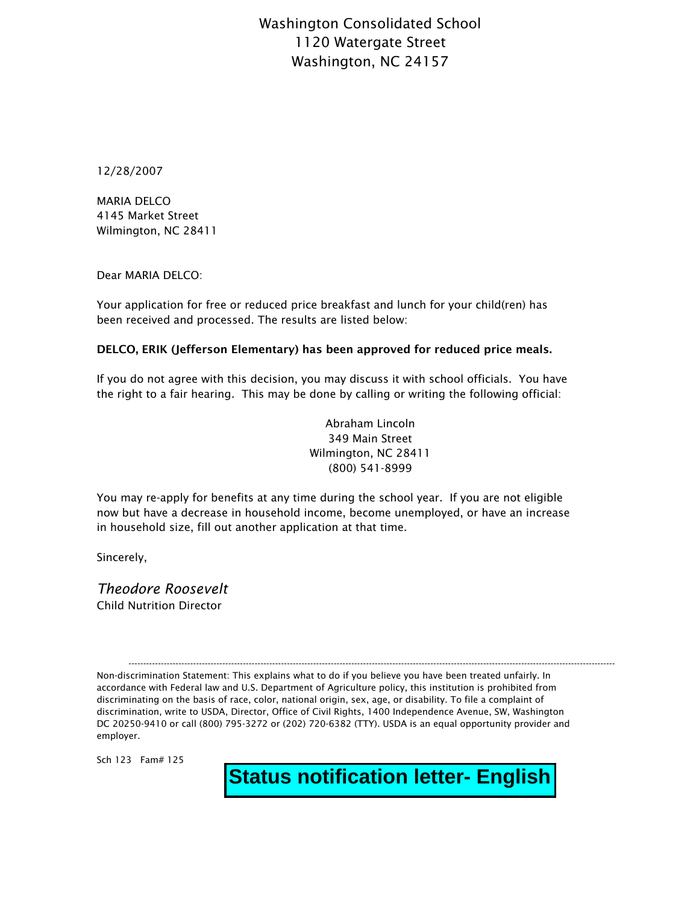Washington Consolidated School
1120 Watergate Street
Washington, NC 24157

12/28/2007

MARIA DELCO
4145 Market Street
Wilmington, NC 28411

Dear MARIA DELCO:

Your application for free or reduced price breakfast and lunch for your child(ren) has been received and processed. The results are listed below:

**DELCO, ERIK (Jefferson Elementary) has been approved for reduced price meals.**

If you do not agree with this decision, you may discuss it with school officials. You have the right to a fair hearing. This may be done by calling or writing the following official:

Abraham Lincoln
349 Main Street
Wilmington, NC 28411
(800) 541-8999

You may re-apply for benefits at any time during the school year. If you are not eligible now but have a decrease in household income, become unemployed, or have an increase in household size, fill out another application at that time.

Sincerely,

*Theodore Roosevelt*
Child Nutrition Director

---

Non-discrimination Statement: This explains what to do if you believe you have been treated unfairly. In accordance with Federal law and U.S. Department of Agriculture policy, this institution is prohibited from discriminating on the basis of race, color, national origin, sex, age, or disability. To file a complaint of discrimination, write to USDA, Director, Office of Civil Rights, 1400 Independence Avenue, SW, Washington DC 20250-9410 or call (800) 795-3272 or (202) 720-6382 (TTY). USDA is an equal opportunity provider and employer.

Sch 123 Fam# 125

**Status notification letter- English**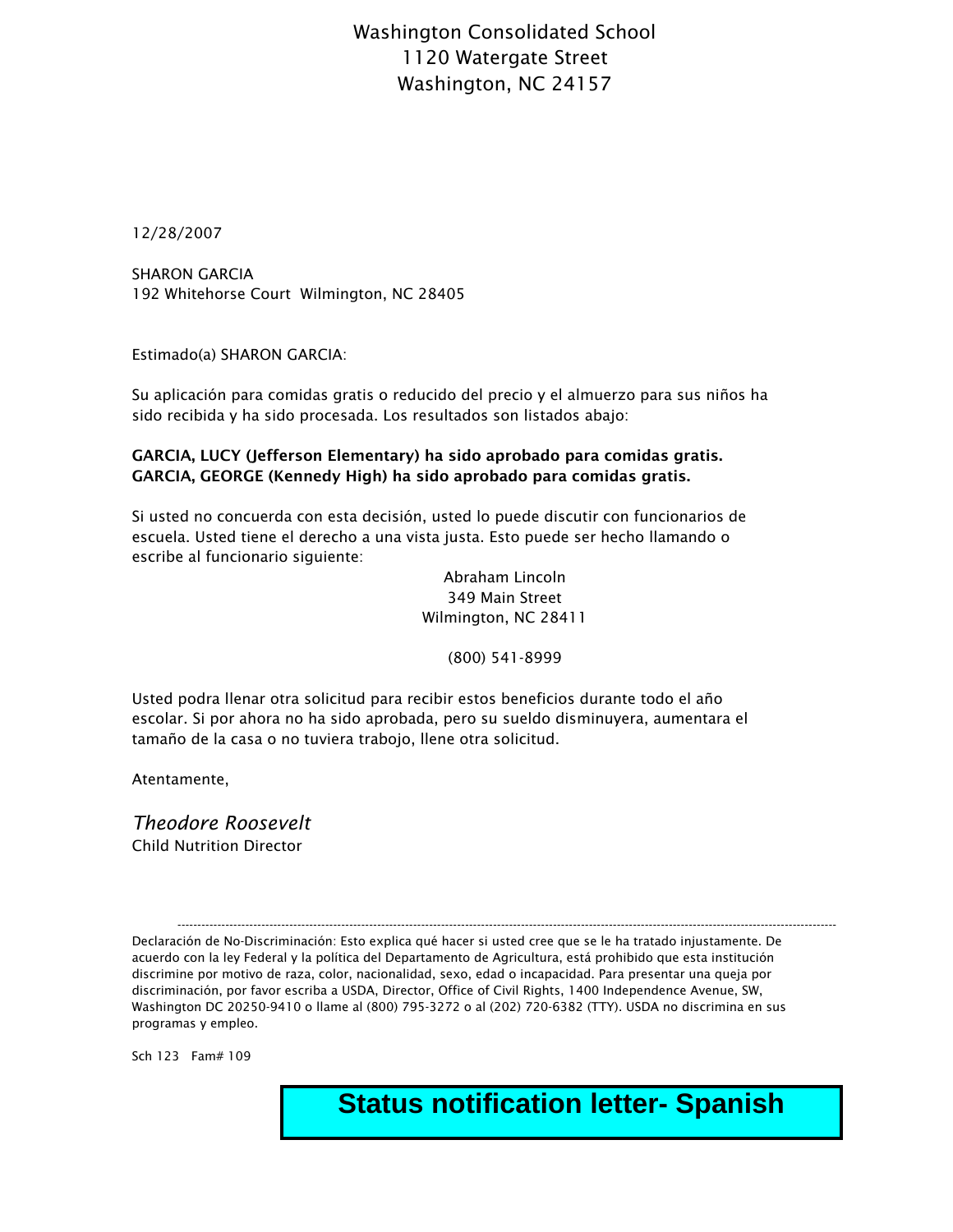Washington Consolidated School
1120 Watergate Street
Washington, NC 24157

12/28/2007

SHARON GARCIA
192 Whitehorse Court  Wilmington, NC 28405

Estimado(a) SHARON GARCIA:

Su aplicación para comidas gratis o reducido del precio y el almuerzo para sus niños ha sido recibida y ha sido procesada. Los resultados son listados abajo:

**GARCIA, LUCY (Jefferson Elementary) ha sido aprobado para comidas gratis.**
**GARCIA, GEORGE (Kennedy High) ha sido aprobado para comidas gratis.**

Si usted no concuerda con esta decisión, usted lo puede discutir con funcionarios de escuela. Usted tiene el derecho a una vista justa. Esto puede ser hecho llamando o escribe al funcionario siguiente:

Abraham Lincoln
349 Main Street
Wilmington, NC 28411

(800) 541-8999

Usted podra llenar otra solicitud para recibir estos beneficios durante todo el año escolar. Si por ahora no ha sido aprobada, pero su sueldo disminuyera, aumentara el tamaño de la casa o no tuviera trabojo, llene otra solicitud.

Atentamente,

*Theodore Roosevelt*
Child Nutrition Director

---

Declaración de No-Discriminación: Esto explica qué hacer si usted cree que se le ha tratado injustamente. De acuerdo con la ley Federal y la política del Departamento de Agricultura, está prohibido que esta institución discrimine por motivo de raza, color, nacionalidad, sexo, edad o incapacidad. Para presentar una queja por discriminación, por favor escriba a USDA, Director, Office of Civil Rights, 1400 Independence Avenue, SW, Washington DC 20250-9410 o llame al (800) 795-3272 o al (202) 720-6382 (TTY). USDA no discrimina en sus programas y empleo.

Sch 123   Fam# 109

**Status notification letter- Spanish**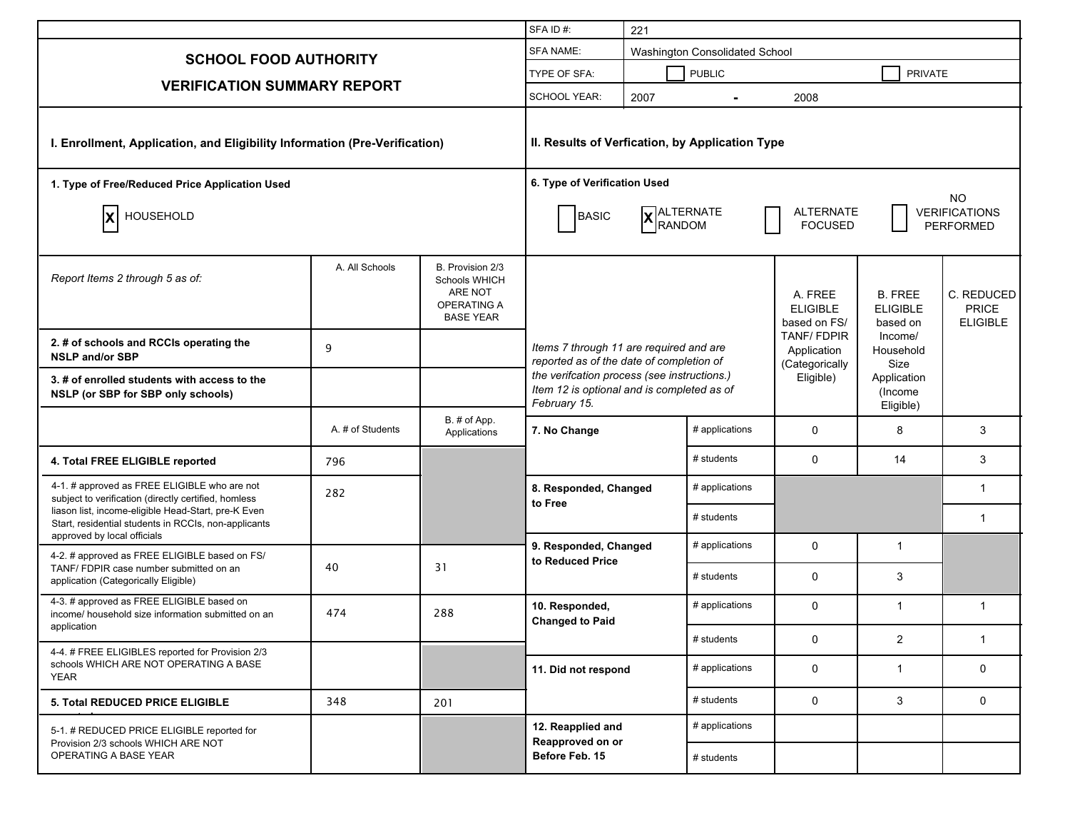| | |
|---|---|
| SFA ID #: | 221 |
| SFA NAME: | Washington Consolidated School |
| TYPE OF SFA: | ☐ PUBLIC ☐ PRIVATE |
| SCHOOL YEAR: | 2007 - 2008 |

# SCHOOL FOOD AUTHORITY

# VERIFICATION SUMMARY REPORT

## I. Enrollment, Application, and Eligibility Information (Pre-Verification)

**1. Type of Free/Reduced Price Application Used**

[X] HOUSEHOLD

| *Report Items 2 through 5 as of:* | A. All Schools | B. Provision 2/3 Schools WHICH ARE NOT OPERATING A BASE YEAR |
|---|---|---|
| **2. # of schools and RCCIs operating the NSLP and/or SBP** | 9 | |
| **3. # of enrolled students with access to the NSLP (or SBP for SBP only schools)** | | |
| | **A. # of Students** | **B. # of App. Applications** |
| **4. Total FREE ELIGIBLE reported** | 796 | |
| 4-1. # approved as FREE ELIGIBLE who are not subject to verification (directly certified, homless liason list, income-eligible Head-Start, pre-K Even Start, residential students in RCCIs, non-applicants approved by local officials | 282 | |
| 4-2. # approved as FREE ELIGIBLE based on FS/ TANF/ FDPIR case number submitted on an application (Categorically Eligible) | 40 | 31 |
| 4-3. # approved as FREE ELIGIBLE based on income/ household size information submitted on an application | 474 | 288 |
| 4-4. # FREE ELIGIBLES reported for Provision 2/3 schools WHICH ARE NOT OPERATING A BASE YEAR | | |
| **5. Total REDUCED PRICE ELIGIBLE** | 348 | 201 |
| 5-1. # REDUCED PRICE ELIGIBLE reported for Provision 2/3 schools WHICH ARE NOT OPERATING A BASE YEAR | | |

## II. Results of Verfication, by Application Type

**6. Type of Verification Used**

[ ] BASIC [X] ALTERNATE RANDOM [ ] ALTERNATE FOCUSED [ ] NO VERIFICATIONS PERFORMED

*Items 7 through 11 are required and are reported as of the date of completion of the verifcation process (see instructions.) Item 12 is optional and is completed as of February 15.*

| | | A. FREE ELIGIBLE based on FS/ TANF/ FDPIR Application (Categorically Eligible) | B. FREE ELIGIBLE based on Income/ Household Size Application (Income Eligible) | C. REDUCED PRICE ELIGIBLE |
|---|---|---|---|---|
| **7. No Change** | # applications | 0 | 8 | 3 |
| | # students | 0 | 14 | 3 |
| **8. Responded, Changed to Free** | # applications | | | 1 |
| | # students | | | 1 |
| **9. Responded, Changed to Reduced Price** | # applications | 0 | 1 | |
| | # students | 0 | 3 | |
| **10. Responded, Changed to Paid** | # applications | 0 | 1 | 1 |
| | # students | 0 | 2 | 1 |
| **11. Did not respond** | # applications | 0 | 1 | 0 |
| | # students | 0 | 3 | 0 |
| **12. Reapplied and Reapproved on or Before Feb. 15** | # applications | | | |
| | # students | | | |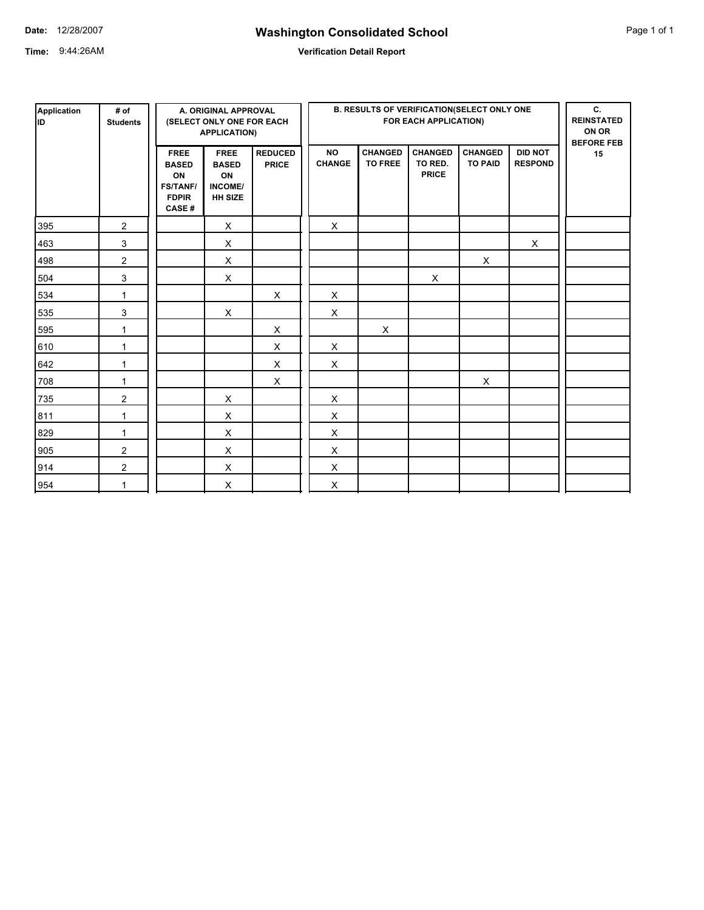Date: 12/28/2007

Time: 9:44:26AM

# Washington Consolidated School

## Verification Detail Report

| Application ID | # of Students | A. ORIGINAL APPROVAL (SELECT ONLY ONE FOR EACH APPLICATION) | | | B. RESULTS OF VERIFICATION(SELECT ONLY ONE FOR EACH APPLICATION) | | | | | C. REINSTATED ON OR BEFORE FEB 15 |
|---|---|---|---|---|---|---|---|---|---|---|
| | | FREE BASED ON FS/TANF/ FDPIR CASE # | FREE BASED ON INCOME/ HH SIZE | REDUCED PRICE | NO CHANGE | CHANGED TO FREE | CHANGED TO RED. PRICE | CHANGED TO PAID | DID NOT RESPOND | |
| 395 | 2 | | X | | X | | | | | |
| 463 | 3 | | X | | | | | | X | |
| 498 | 2 | | X | | | | | X | | |
| 504 | 3 | | X | | | | X | | | |
| 534 | 1 | | | X | X | | | | | |
| 535 | 3 | | X | | X | | | | | |
| 595 | 1 | | | X | | X | | | | |
| 610 | 1 | | | X | X | | | | | |
| 642 | 1 | | | X | X | | | | | |
| 708 | 1 | | | X | | | | X | | |
| 735 | 2 | | X | | X | | | | | |
| 811 | 1 | | X | | X | | | | | |
| 829 | 1 | | X | | X | | | | | |
| 905 | 2 | | X | | X | | | | | |
| 914 | 2 | | X | | X | | | | | |
| 954 | 1 | | X | | X | | | | | |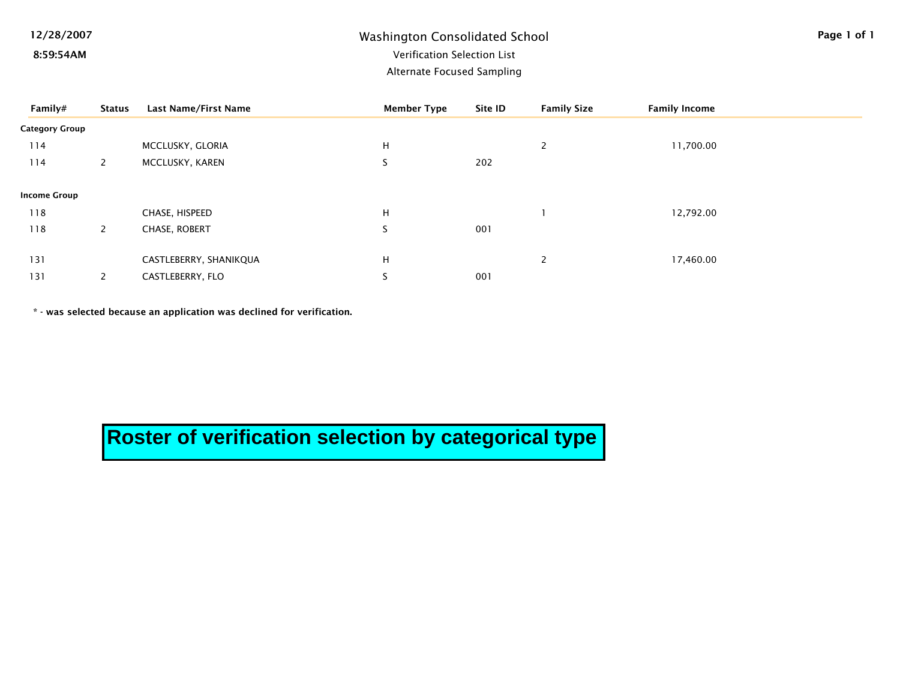12/28/2007

8:59:54AM

# Washington Consolidated School

## Verification Selection List

### Alternate Focused Sampling

| Family# | Status | Last Name/First Name | Member Type | Site ID | Family Size | Family Income |
|---|---|---|---|---|---|---|
| **Category Group** | | | | | | |
| 114 | | MCCLUSKY, GLORIA | H | | 2 | 11,700.00 |
| 114 | 2 | MCCLUSKY, KAREN | S | 202 | | |
| **Income Group** | | | | | | |
| 118 | | CHASE, HISPEED | H | | 1 | 12,792.00 |
| 118 | 2 | CHASE, ROBERT | S | 001 | | |
| 131 | | CASTLEBERRY, SHANIKQUA | H | | 2 | 17,460.00 |
| 131 | 2 | CASTLEBERRY, FLO | S | 001 | | |

**\* - was selected because an application was declined for verification.**

**Roster of verification selection by categorical type**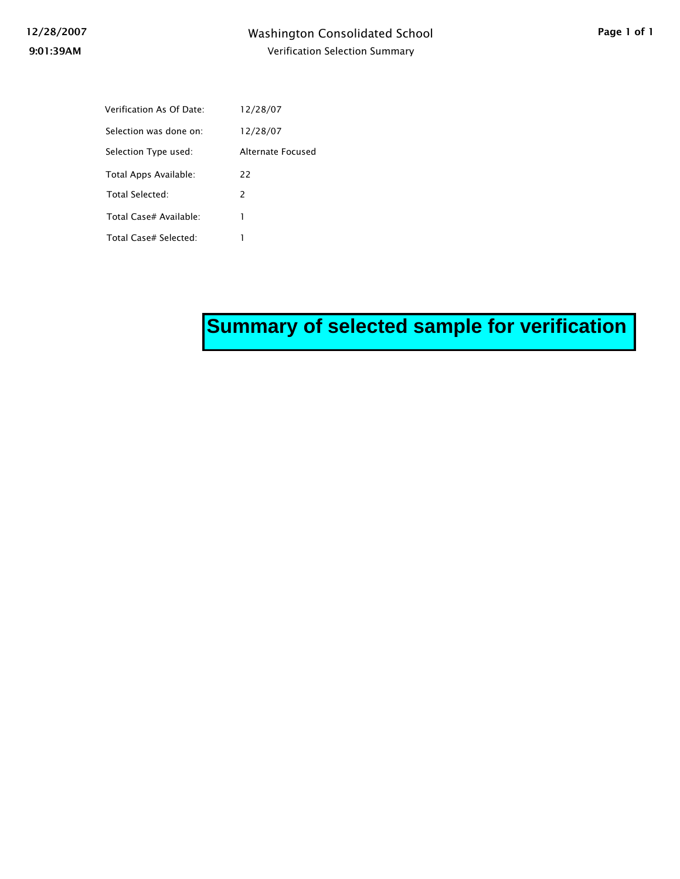# Washington Consolidated School

## Verification Selection Summary

| | |
|---|---|
| Verification As Of Date: | 12/28/07 |
| Selection was done on: | 12/28/07 |
| Selection Type used: | Alternate Focused |
| Total Apps Available: | 22 |
| Total Selected: | 2 |
| Total Case# Available: | 1 |
| Total Case# Selected: | 1 |

**Summary of selected sample for verification**